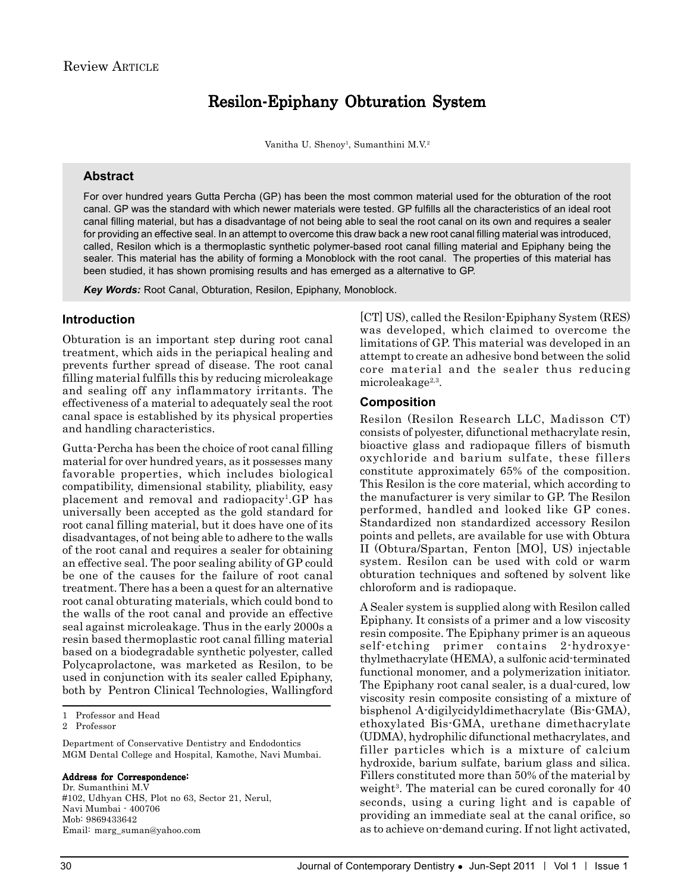Review Article

# Resilon-Epiphany Obturation System

Vanitha U. Shenoy[1], Sumanthini M.V.[2]

## Abstract

For over hundred years Gutta Percha (GP) has been the most common material used for the obturation of the root canal. GP was the standard with which newer materials were tested. GP fulfills all the characteristics of an ideal root canal filling material, but has a disadvantage of not being able to seal the root canal on its own and requires a sealer for providing an effective seal. In an attempt to overcome this draw back a new root canal filling material was introduced, called, Resilon which is a thermoplastic synthetic polymer-based root canal filling material and Epiphany being the sealer. This material has the ability of forming a Monoblock with the root canal. The properties of this material has been studied, it has shown promising results and has emerged as a alternative to GP.

***Key Words:*** Root Canal, Obturation, Resilon, Epiphany, Monoblock.

## Introduction

Obturation is an important step during root canal treatment, which aids in the periapical healing and prevents further spread of disease. The root canal filling material fulfills this by reducing microleakage and sealing off any inflammatory irritants. The effectiveness of a material to adequately seal the root canal space is established by its physical properties and handling characteristics.

Gutta-Percha has been the choice of root canal filling material for over hundred years, as it possesses many favorable properties, which includes biological compatibility, dimensional stability, pliability, easy placement and removal and radiopacity[1].GP has universally been accepted as the gold standard for root canal filling material, but it does have one of its disadvantages, of not being able to adhere to the walls of the root canal and requires a sealer for obtaining an effective seal. The poor sealing ability of GP could be one of the causes for the failure of root canal treatment. There has a been a quest for an alternative root canal obturating materials, which could bond to the walls of the root canal and provide an effective seal against microleakage. Thus in the early 2000s a resin based thermoplastic root canal filling material based on a biodegradable synthetic polyester, called Polycaprolactone, was marketed as Resilon, to be used in conjunction with its sealer called Epiphany, both by Pentron Clinical Technologies, Wallingford [CT] US), called the Resilon-Epiphany System (RES) was developed, which claimed to overcome the limitations of GP. This material was developed in an attempt to create an adhesive bond between the solid core material and the sealer thus reducing microleakage[2,3].

## Composition

Resilon (Resilon Research LLC, Madisson CT) consists of polyester, difunctional methacrylate resin, bioactive glass and radiopaque fillers of bismuth oxychloride and barium sulfate, these fillers constitute approximately 65% of the composition. This Resilon is the core material, which according to the manufacturer is very similar to GP. The Resilon performed, handled and looked like GP cones. Standardized non standardized accessory Resilon points and pellets, are available for use with Obtura II (Obtura/Spartan, Fenton [MO], US) injectable system. Resilon can be used with cold or warm obturation techniques and softened by solvent like chloroform and is radiopaque.

A Sealer system is supplied along with Resilon called Epiphany. It consists of a primer and a low viscosity resin composite. The Epiphany primer is an aqueous self-etching primer contains 2-hydroxyethylmethacrylate (HEMA), a sulfonic acid-terminated functional monomer, and a polymerization initiator. The Epiphany root canal sealer, is a dual-cured, low viscosity resin composite consisting of a mixture of bisphenol A-digilycidyldimethacrylate (Bis-GMA), ethoxylated Bis-GMA, urethane dimethacrylate (UDMA), hydrophilic difunctional methacrylates, and filler particles which is a mixture of calcium hydroxide, barium sulfate, barium glass and silica. Fillers constituted more than 50% of the material by weight[3]. The material can be cured coronally for 40 seconds, using a curing light and is capable of providing an immediate seal at the canal orifice, so as to achieve on-demand curing. If not light activated,

---

1 Professor and Head
2 Professor

Department of Conservative Dentistry and Endodontics
MGM Dental College and Hospital, Kamothe, Navi Mumbai.

**Address for Correspondence:**
Dr. Sumanthini M.V
#102, Udhyan CHS, Plot no 63, Sector 21, Nerul,
Navi Mumbai - 400706
Mob: 9869433642
Email: marg_suman@yahoo.com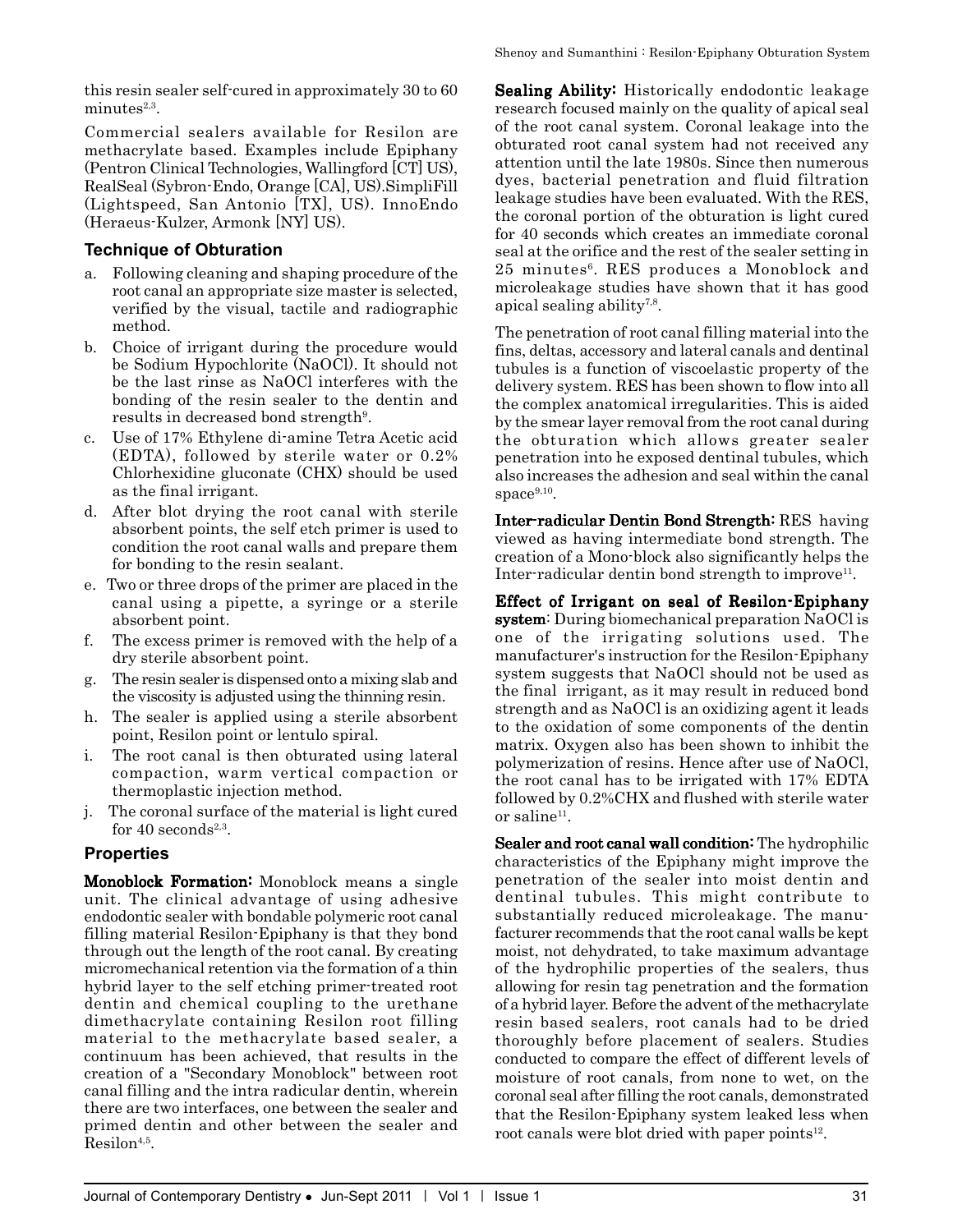this resin sealer self-cured in approximately 30 to 60 minutes[2,3].

Commercial sealers available for Resilon are methacrylate based. Examples include Epiphany (Pentron Clinical Technologies, Wallingford [CT] US), RealSeal (Sybron-Endo, Orange [CA], US).SimpliFill (Lightspeed, San Antonio [TX], US). InnoEndo (Heraeus-Kulzer, Armonk [NY] US).

## Technique of Obturation

a. Following cleaning and shaping procedure of the root canal an appropriate size master is selected, verified by the visual, tactile and radiographic method.
b. Choice of irrigant during the procedure would be Sodium Hypochlorite (NaOCl). It should not be the last rinse as NaOCl interferes with the bonding of the resin sealer to the dentin and results in decreased bond strength[9].
c. Use of 17% Ethylene di-amine Tetra Acetic acid (EDTA), followed by sterile water or 0.2% Chlorhexidine gluconate (CHX) should be used as the final irrigant.
d. After blot drying the root canal with sterile absorbent points, the self etch primer is used to condition the root canal walls and prepare them for bonding to the resin sealant.
e. Two or three drops of the primer are placed in the canal using a pipette, a syringe or a sterile absorbent point.
f. The excess primer is removed with the help of a dry sterile absorbent point.
g. The resin sealer is dispensed onto a mixing slab and the viscosity is adjusted using the thinning resin.
h. The sealer is applied using a sterile absorbent point, Resilon point or lentulo spiral.
i. The root canal is then obturated using lateral compaction, warm vertical compaction or thermoplastic injection method.
j. The coronal surface of the material is light cured for 40 seconds[2,3].

## Properties

**Monoblock Formation:** Monoblock means a single unit. The clinical advantage of using adhesive endodontic sealer with bondable polymeric root canal filling material Resilon-Epiphany is that they bond through out the length of the root canal. By creating micromechanical retention via the formation of a thin hybrid layer to the self etching primer-treated root dentin and chemical coupling to the urethane dimethacrylate containing Resilon root filling material to the methacrylate based sealer, a continuum has been achieved, that results in the creation of a "Secondary Monoblock" between root canal filling and the intra radicular dentin, wherein there are two interfaces, one between the sealer and primed dentin and other between the sealer and Resilon[4,5].

**Sealing Ability:** Historically endodontic leakage research focused mainly on the quality of apical seal of the root canal system. Coronal leakage into the obturated root canal system had not received any attention until the late 1980s. Since then numerous dyes, bacterial penetration and fluid filtration leakage studies have been evaluated. With the RES, the coronal portion of the obturation is light cured for 40 seconds which creates an immediate coronal seal at the orifice and the rest of the sealer setting in 25 minutes[6]. RES produces a Monoblock and microleakage studies have shown that it has good apical sealing ability[7,8].

The penetration of root canal filling material into the fins, deltas, accessory and lateral canals and dentinal tubules is a function of viscoelastic property of the delivery system. RES has been shown to flow into all the complex anatomical irregularities. This is aided by the smear layer removal from the root canal during the obturation which allows greater sealer penetration into he exposed dentinal tubules, which also increases the adhesion and seal within the canal space[9,10].

**Inter-radicular Dentin Bond Strength:** RES having viewed as having intermediate bond strength. The creation of a Mono-block also significantly helps the Inter-radicular dentin bond strength to improve[11].

**Effect of Irrigant on seal of Resilon-Epiphany system**: During biomechanical preparation NaOCl is one of the irrigating solutions used. The manufacturer's instruction for the Resilon-Epiphany system suggests that NaOCl should not be used as the final irrigant, as it may result in reduced bond strength and as NaOCl is an oxidizing agent it leads to the oxidation of some components of the dentin matrix. Oxygen also has been shown to inhibit the polymerization of resins. Hence after use of NaOCl, the root canal has to be irrigated with 17% EDTA followed by 0.2%CHX and flushed with sterile water or saline[11].

**Sealer and root canal wall condition:** The hydrophilic characteristics of the Epiphany might improve the penetration of the sealer into moist dentin and dentinal tubules. This might contribute to substantially reduced microleakage. The manufacturer recommends that the root canal walls be kept moist, not dehydrated, to take maximum advantage of the hydrophilic properties of the sealers, thus allowing for resin tag penetration and the formation of a hybrid layer. Before the advent of the methacrylate resin based sealers, root canals had to be dried thoroughly before placement of sealers. Studies conducted to compare the effect of different levels of moisture of root canals, from none to wet, on the coronal seal after filling the root canals, demonstrated that the Resilon-Epiphany system leaked less when root canals were blot dried with paper points[12].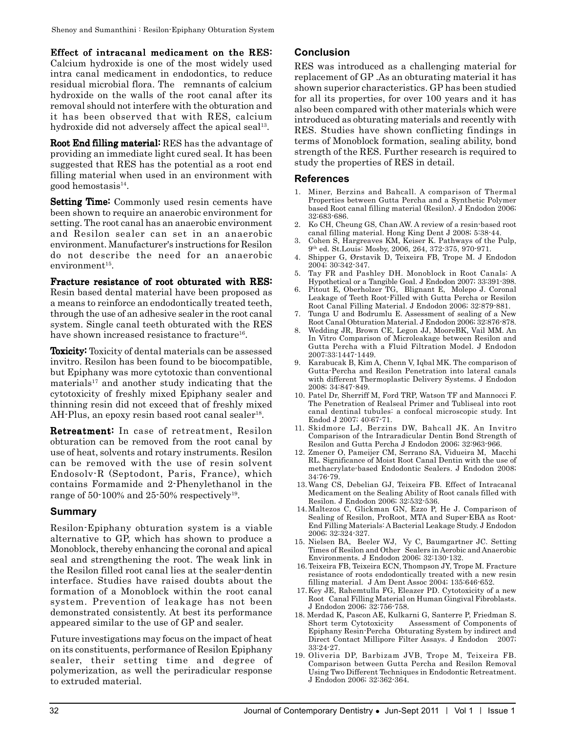**Effect of intracanal medicament on the RES:** Calcium hydroxide is one of the most widely used intra canal medicament in endodontics, to reduce residual microbial flora. The remnants of calcium hydroxide on the walls of the root canal after its removal should not interfere with the obturation and it has been observed that with RES, calcium hydroxide did not adversely affect the apical seal[13].

**Root End filling material:** RES has the advantage of providing an immediate light cured seal. It has been suggested that RES has the potential as a root end filling material when used in an environment with good hemostasis[14].

**Setting Time:** Commonly used resin cements have been shown to require an anaerobic environment for setting. The root canal has an anaerobic environment and Resilon sealer can set in an anaerobic environment. Manufacturer's instructions for Resilon do not describe the need for an anaerobic environment[15].

**Fracture resistance of root obturated with RES:** Resin based dental material have been proposed as a means to reinforce an endodontically treated teeth, through the use of an adhesive sealer in the root canal system. Single canal teeth obturated with the RES have shown increased resistance to fracture[16].

**Toxicity:** Toxicity of dental materials can be assessed invitro. Resilon has been found to be biocompatible, but Epiphany was more cytotoxic than conventional materials[17] and another study indicating that the cytotoxicity of freshly mixed Epiphany sealer and thinning resin did not exceed that of freshly mixed AH-Plus, an epoxy resin based root canal sealer[18].

**Retreatment:** In case of retreatment, Resilon obturation can be removed from the root canal by use of heat, solvents and rotary instruments. Resilon can be removed with the use of resin solvent Endosolv-R (Septodont, Paris, France), which contains Formamide and 2-Phenylethanol in the range of 50-100% and 25-50% respectively[19].

## Summary

Resilon-Epiphany obturation system is a viable alternative to GP, which has shown to produce a Monoblock, thereby enhancing the coronal and apical seal and strengthening the root. The weak link in the Resilon filled root canal lies at the sealer-dentin interface. Studies have raised doubts about the formation of a Monoblock within the root canal system. Prevention of leakage has not been demonstrated consistently. At best its performance appeared similar to the use of GP and sealer.

Future investigations may focus on the impact of heat on its constituents, performance of Resilon Epiphany sealer, their setting time and degree of polymerization, as well the periradicular response to extruded material.

## Conclusion

RES was introduced as a challenging material for replacement of GP .As an obturating material it has shown superior characteristics. GP has been studied for all its properties, for over 100 years and it has also been compared with other materials which were introduced as obturating materials and recently with RES. Studies have shown conflicting findings in terms of Monoblock formation, sealing ability, bond strength of the RES. Further research is required to study the properties of RES in detail.

## References

1. Miner, Berzins and Bahcall. A comparison of Thermal Properties between Gutta Percha and a Synthetic Polymer based Root canal filling material (Resilon). J Endodon 2006; 32:683-686.
2. Ko CH, Cheung GS, Chan AW. A review of a resin-based root canal filling material. Hong King Dent J 2008; 5:38-44.
3. Cohen S, Hargreaves KM, Keiser K. Pathways of the Pulp, 9th ed. St.Louis: Mosby, 2006, 264, 372-375, 970-971.
4. Shipper G, Ørstavik D, Teixeira FB, Trope M. J Endodon 2004; 30:342-347.
5. Tay FR and Pashley DH. Monoblock in Root Canals: A Hypothetical or a Tangible Goal. J Endodon 2007; 33:391-398.
6. Pitout E, Oberholzer TG, Blignant E, Molepo J. Coronal Leakage of Teeth Root-Filled with Gutta Percha or Resilon Root Canal Filling Material. J Endodon 2006; 32:879-881.
7. Tunga U and Bodrumlu E. Assessment of sealing of a New Root Canal Obturation Material. J Endodon 2006; 32:876-878.
8. Wedding JR, Brown CE, Legon JJ, MooreBK, Vail MM. An In Vitro Comparison of Microleakage between Resilon and Gutta Percha with a Fluid Filtration Model. J Endodon 2007:33:1447-1449.
9. Karabucak B, Kim A, Chenn V, Iqbal MK. The comparison of Gutta-Percha and Resilon Penetration into lateral canals with different Thermoplastic Delivery Systems. J Endodon 2008; 34:847-849.
10. Patel Dr, Sherriff M, Ford TRP, Watson TF and Mannocci F. The Penetration of Realseal Primer and Tubliseal into root canal dentinal tubules: a confocal microscopic study. Int Endod J 2007; 40:67-71.
11. Skidmore LJ, Berzins DW, Bahcall JK. An Invitro Comparison of the Intraradicular Dentin Bond Strength of Resilon and Gutta Percha J Endodon 2006; 32:963-966.
12. Zmener O, Pameijer CM, Serrano SA, Vidueira M, Macchi RL. Significance of Moist Root Canal Dentin with the use of methacrylate-based Endodontic Sealers. J Endodon 2008; 34:76-79.
13. Wang CS, Debelian GJ, Teixeira FB. Effect of Intracanal Medicament on the Sealing Ability of Root canals filled with Resilon. J Endodon 2006; 32:532-536.
14. Maltezos C, Glickman GN, Ezzo P, He J. Comparison of Sealing of Resilon, ProRoot, MTA and Super-EBA as Root-End Filling Materials: A Bacterial Leakage Study. J Endodon 2006; 32:324-327.
15. Nielsen BA, Beeler WJ, Vy C, Baumgartner JC. Setting Times of Resilon and Other Sealers in Aerobic and Anaerobic Environments. J Endodon 2006; 32:130-132.
16. Teixeira FB, Teixeira ECN, Thompson JY, Trope M. Fracture resistance of roots endodontically treated with a new resin filling material. J Am Dent Assoc 2004; 135:646-652.
17. Key JE, Rahemtulla FG, Eleazer PD. Cytotoxicity of a new Root Canal Filling Material on Human Gingival Fibroblasts. J Endodon 2006; 32:756-758.
18. Merdad K, Pascon AE, Kulkarni G, Santerre P, Friedman S. Short term Cytotoxicity Assessment of Components of Epiphany Resin-Percha Obturating System by indirect and Direct Contact Millipore Filter Assays. J Endodon 2007; 33:24-27.
19. Oliveria DP, Barbizam JVB, Trope M, Teixeira FB. Comparison between Gutta Percha and Resilon Removal Using Two Different Techniques in Endodontic Retreatment. J Endodon 2006; 32:362-364.